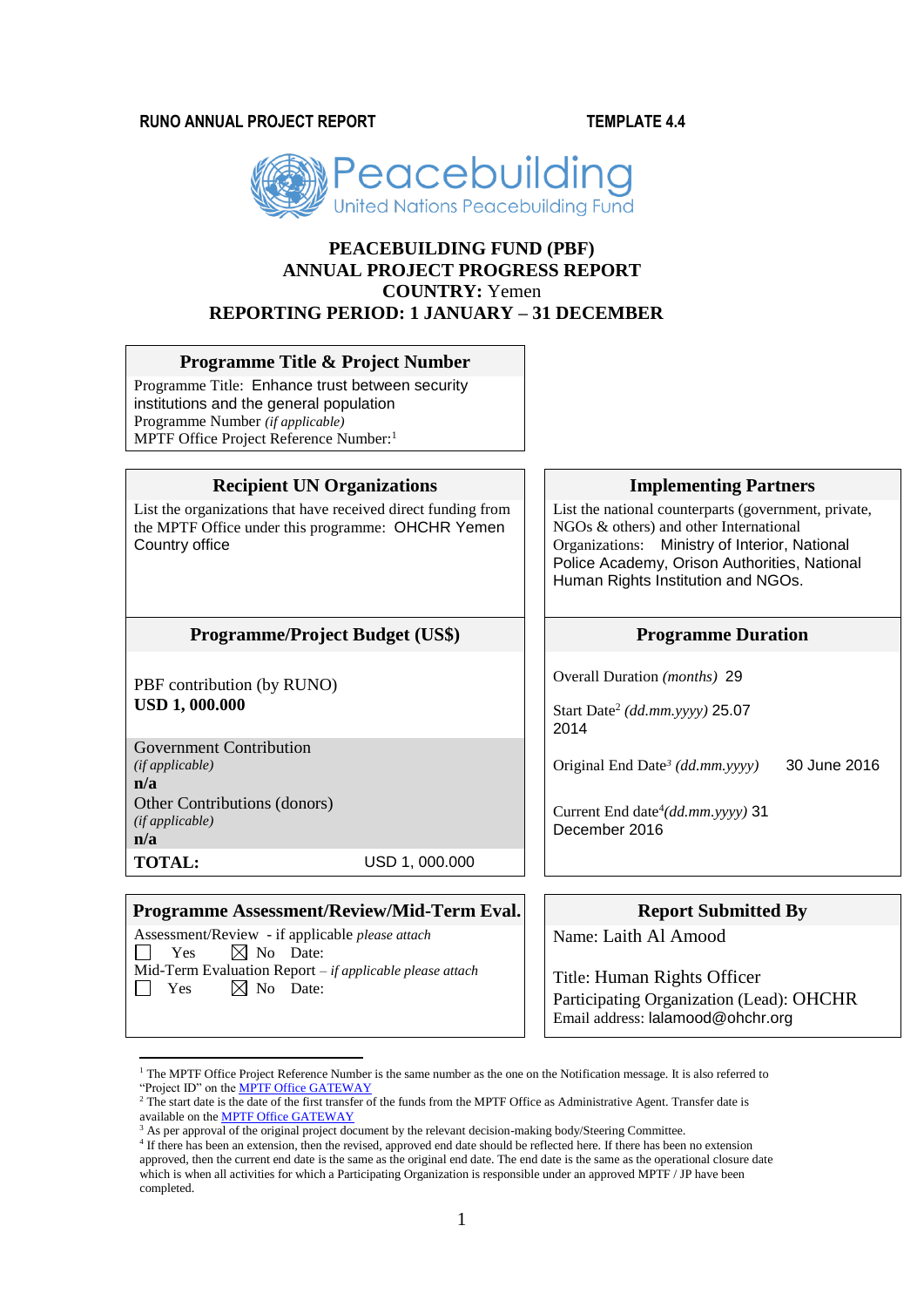RUNO ANNUAL PROJECT REPORT **TEMPLATE 4.4**

Peacebuilding
United Nations Peacebuilding Fund

# PEACEBUILDING FUND (PBF)
# ANNUAL PROJECT PROGRESS REPORT
# COUNTRY: Yemen
# REPORTING PERIOD: 1 JANUARY – 31 DECEMBER

| **Programme Title & Project Number** |
|---|
| Programme Title: Enhance trust between security institutions and the general population<br>Programme Number *(if applicable)*<br>MPTF Office Project Reference Number:[1] |

| **Recipient UN Organizations** | **Implementing Partners** |
|---|---|
| List the organizations that have received direct funding from the MPTF Office under this programme: OHCHR Yemen Country office | List the national counterparts (government, private, NGOs & others) and other International Organizations: Ministry of Interior, National Police Academy, Orison Authorities, National Human Rights Institution and NGOs. |

| **Programme/Project Budget (US$)** | **Programme Duration** |
|---|---|
| PBF contribution (by RUNO)<br>**USD 1, 000.000** | Overall Duration *(months)* 29<br>Start Date[2] *(dd.mm.yyyy)* 25.07 2014 |
| Government Contribution *(if applicable)*<br>**n/a**<br>Other Contributions (donors) *(if applicable)*<br>**n/a** | Original End Date[3] *(dd.mm.yyyy)* 30 June 2016<br>Current End date[4] *(dd.mm.yyyy)* 31 December 2016 |
| **TOTAL:** USD 1, 000.000 | |

| **Programme Assessment/Review/Mid-Term Eval.** | **Report Submitted By** |
|---|---|
| Assessment/Review - if applicable *please attach*<br>☐ Yes ☒ No Date:<br>Mid-Term Evaluation Report – *if applicable please attach*<br>☐ Yes ☒ No Date: | Name: Laith Al Amood<br>Title: Human Rights Officer<br>Participating Organization (Lead): OHCHR<br>Email address: lalamood@ohchr.org |

[1] The MPTF Office Project Reference Number is the same number as the one on the Notification message. It is also referred to "Project ID" on the MPTF Office GATEWAY

[2] The start date is the date of the first transfer of the funds from the MPTF Office as Administrative Agent. Transfer date is available on the MPTF Office GATEWAY

[3] As per approval of the original project document by the relevant decision-making body/Steering Committee.

[4] If there has been an extension, then the revised, approved end date should be reflected here. If there has been no extension approved, then the current end date is the same as the original end date. The end date is the same as the operational closure date which is when all activities for which a Participating Organization is responsible under an approved MPTF / JP have been completed.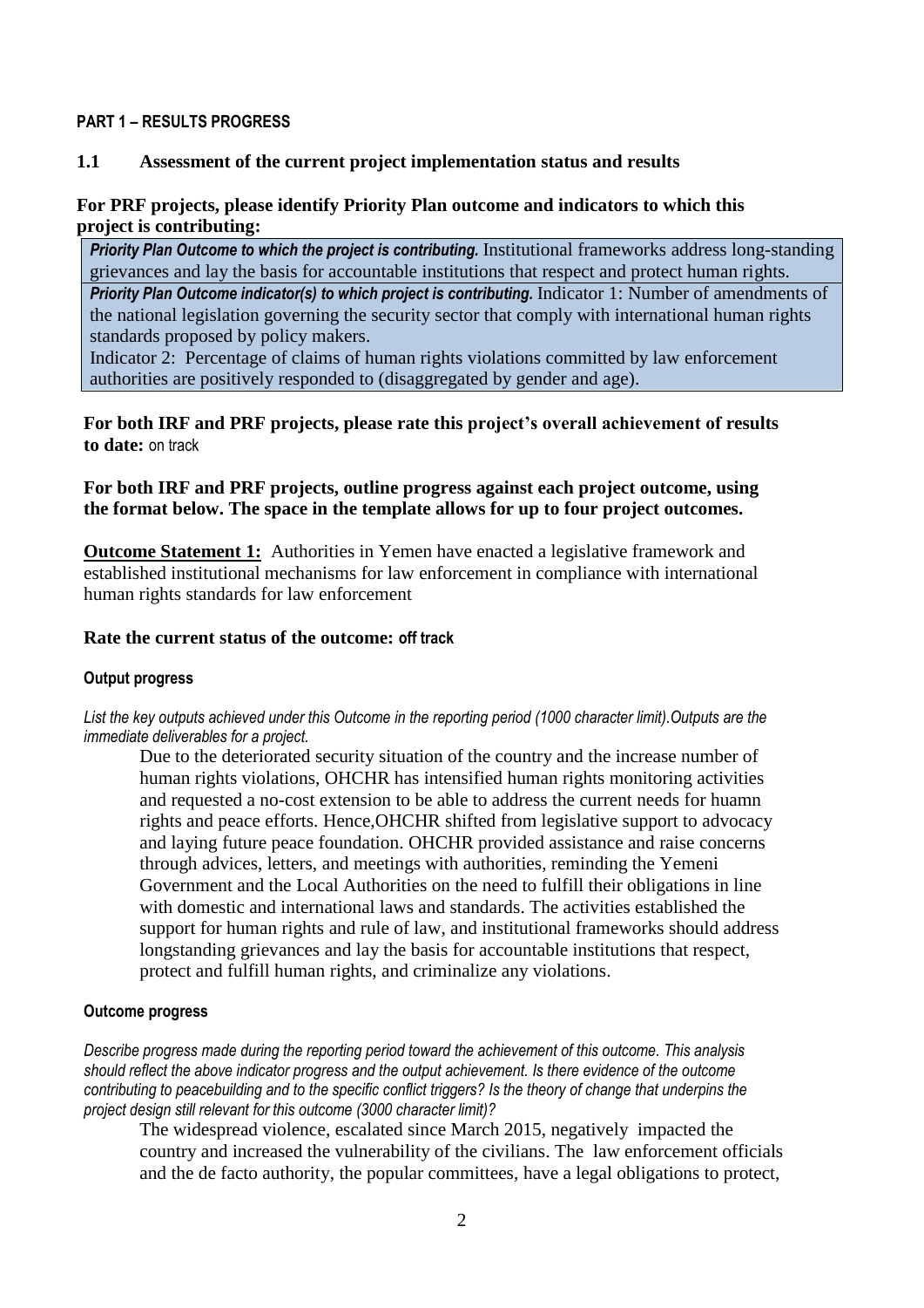**PART 1 – RESULTS PROGRESS**

## 1.1 Assessment of the current project implementation status and results

**For PRF projects, please identify Priority Plan outcome and indicators to which this project is contributing:**

| |
|---|
| ***Priority Plan Outcome to which the project is contributing.*** Institutional frameworks address long-standing grievances and lay the basis for accountable institutions that respect and protect human rights. |
| ***Priority Plan Outcome indicator(s) to which project is contributing.*** Indicator 1: Number of amendments of the national legislation governing the security sector that comply with international human rights standards proposed by policy makers.<br>Indicator 2: Percentage of claims of human rights violations committed by law enforcement authorities are positively responded to (disaggregated by gender and age). |

**For both IRF and PRF projects, please rate this project's overall achievement of results to date:** on track

**For both IRF and PRF projects, outline progress against each project outcome, using the format below. The space in the template allows for up to four project outcomes.**

**Outcome Statement 1:** Authorities in Yemen have enacted a legislative framework and established institutional mechanisms for law enforcement in compliance with international human rights standards for law enforcement

**Rate the current status of the outcome: off track**

**Output progress**

*List the key outputs achieved under this Outcome in the reporting period (1000 character limit).Outputs are the immediate deliverables for a project.*

Due to the deteriorated security situation of the country and the increase number of human rights violations, OHCHR has intensified human rights monitoring activities and requested a no-cost extension to be able to address the current needs for huamn rights and peace efforts. Hence,OHCHR shifted from legislative support to advocacy and laying future peace foundation. OHCHR provided assistance and raise concerns through advices, letters, and meetings with authorities, reminding the Yemeni Government and the Local Authorities on the need to fulfill their obligations in line with domestic and international laws and standards. The activities established the support for human rights and rule of law, and institutional frameworks should address longstanding grievances and lay the basis for accountable institutions that respect, protect and fulfill human rights, and criminalize any violations.

**Outcome progress**

*Describe progress made during the reporting period toward the achievement of this outcome. This analysis should reflect the above indicator progress and the output achievement. Is there evidence of the outcome contributing to peacebuilding and to the specific conflict triggers? Is the theory of change that underpins the project design still relevant for this outcome (3000 character limit)?*

The widespread violence, escalated since March 2015, negatively impacted the country and increased the vulnerability of the civilians. The law enforcement officials and the de facto authority, the popular committees, have a legal obligations to protect,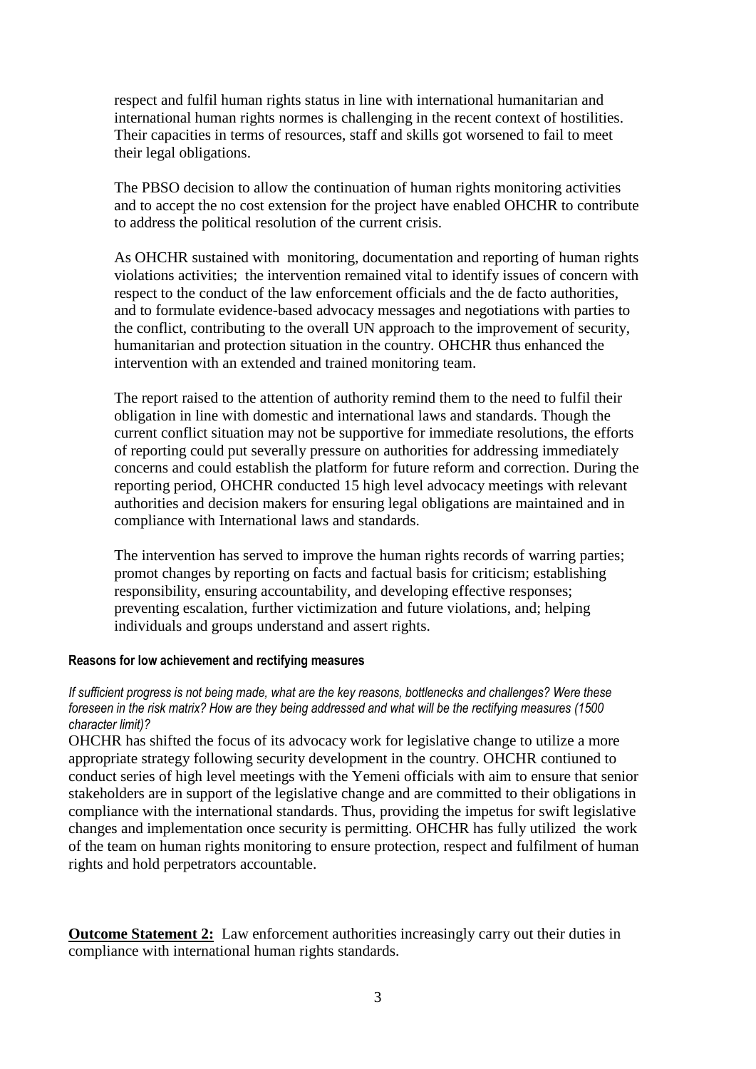respect and fulfil human rights status in line with international humanitarian and international human rights normes is challenging in the recent context of hostilities. Their capacities in terms of resources, staff and skills got worsened to fail to meet their legal obligations.

The PBSO decision to allow the continuation of human rights monitoring activities and to accept the no cost extension for the project have enabled OHCHR to contribute to address the political resolution of the current crisis.

As OHCHR sustained with monitoring, documentation and reporting of human rights violations activities; the intervention remained vital to identify issues of concern with respect to the conduct of the law enforcement officials and the de facto authorities, and to formulate evidence-based advocacy messages and negotiations with parties to the conflict, contributing to the overall UN approach to the improvement of security, humanitarian and protection situation in the country. OHCHR thus enhanced the intervention with an extended and trained monitoring team.

The report raised to the attention of authority remind them to the need to fulfil their obligation in line with domestic and international laws and standards. Though the current conflict situation may not be supportive for immediate resolutions, the efforts of reporting could put severally pressure on authorities for addressing immediately concerns and could establish the platform for future reform and correction. During the reporting period, OHCHR conducted 15 high level advocacy meetings with relevant authorities and decision makers for ensuring legal obligations are maintained and in compliance with International laws and standards.

The intervention has served to improve the human rights records of warring parties; promot changes by reporting on facts and factual basis for criticism; establishing responsibility, ensuring accountability, and developing effective responses; preventing escalation, further victimization and future violations, and; helping individuals and groups understand and assert rights.

**Reasons for low achievement and rectifying measures**

*If sufficient progress is not being made, what are the key reasons, bottlenecks and challenges? Were these foreseen in the risk matrix? How are they being addressed and what will be the rectifying measures (1500 character limit)?*

OHCHR has shifted the focus of its advocacy work for legislative change to utilize a more appropriate strategy following security development in the country. OHCHR contiuned to conduct series of high level meetings with the Yemeni officials with aim to ensure that senior stakeholders are in support of the legislative change and are committed to their obligations in compliance with the international standards. Thus, providing the impetus for swift legislative changes and implementation once security is permitting. OHCHR has fully utilized the work of the team on human rights monitoring to ensure protection, respect and fulfilment of human rights and hold perpetrators accountable.

**Outcome Statement 2:** Law enforcement authorities increasingly carry out their duties in compliance with international human rights standards.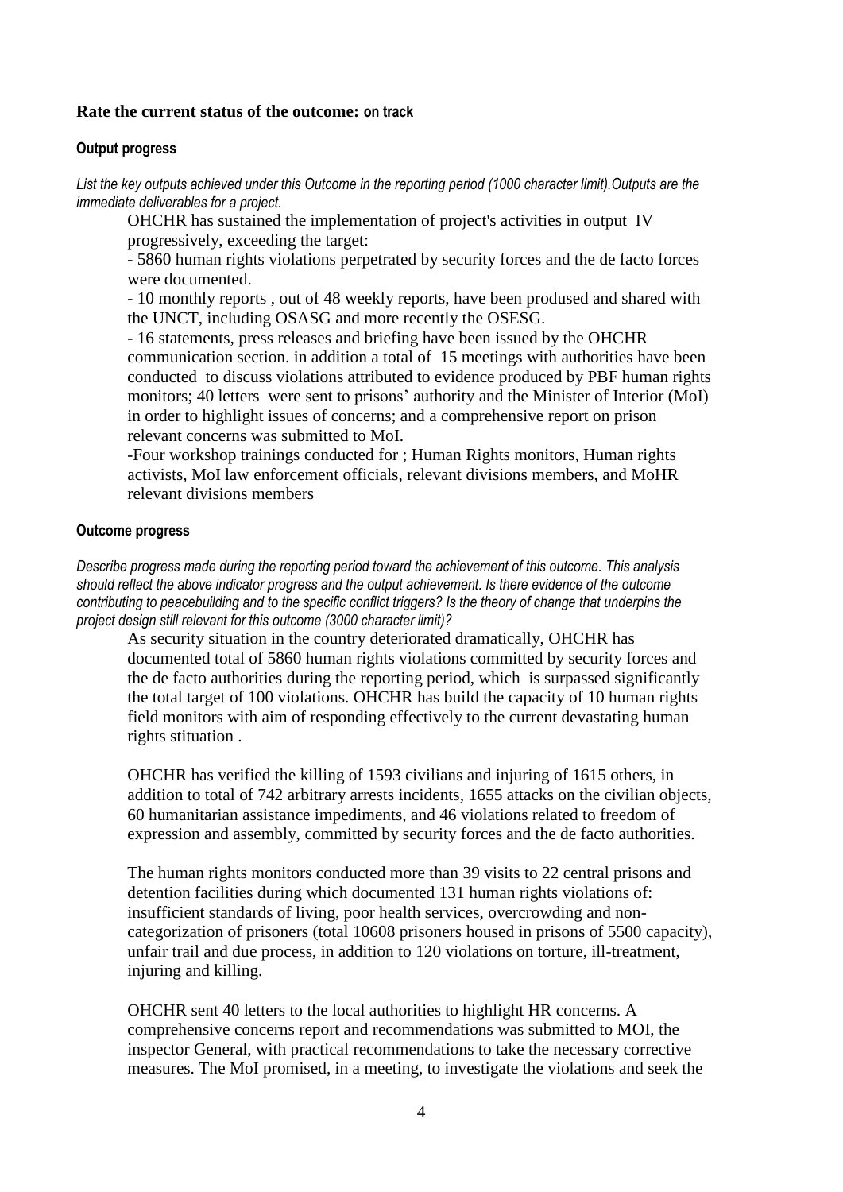**Rate the current status of the outcome: on track**

**Output progress**

*List the key outputs achieved under this Outcome in the reporting period (1000 character limit).Outputs are the immediate deliverables for a project.*

OHCHR has sustained the implementation of project's activities in output IV progressively, exceeding the target:

- 5860 human rights violations perpetrated by security forces and the de facto forces were documented.
- 10 monthly reports , out of 48 weekly reports, have been prodused and shared with the UNCT, including OSASG and more recently the OSESG.
- 16 statements, press releases and briefing have been issued by the OHCHR communication section. in addition a total of 15 meetings with authorities have been conducted to discuss violations attributed to evidence produced by PBF human rights monitors; 40 letters were sent to prisons' authority and the Minister of Interior (MoI) in order to highlight issues of concerns; and a comprehensive report on prison relevant concerns was submitted to MoI.

-Four workshop trainings conducted for ; Human Rights monitors, Human rights activists, MoI law enforcement officials, relevant divisions members, and MoHR relevant divisions members

**Outcome progress**

*Describe progress made during the reporting period toward the achievement of this outcome. This analysis should reflect the above indicator progress and the output achievement. Is there evidence of the outcome contributing to peacebuilding and to the specific conflict triggers? Is the theory of change that underpins the project design still relevant for this outcome (3000 character limit)?*

As security situation in the country deteriorated dramatically, OHCHR has documented total of 5860 human rights violations committed by security forces and the de facto authorities during the reporting period, which is surpassed significantly the total target of 100 violations. OHCHR has build the capacity of 10 human rights field monitors with aim of responding effectively to the current devastating human rights stituation .

OHCHR has verified the killing of 1593 civilians and injuring of 1615 others, in addition to total of 742 arbitrary arrests incidents, 1655 attacks on the civilian objects, 60 humanitarian assistance impediments, and 46 violations related to freedom of expression and assembly, committed by security forces and the de facto authorities.

The human rights monitors conducted more than 39 visits to 22 central prisons and detention facilities during which documented 131 human rights violations of: insufficient standards of living, poor health services, overcrowding and non-categorization of prisoners (total 10608 prisoners housed in prisons of 5500 capacity), unfair trail and due process, in addition to 120 violations on torture, ill-treatment, injuring and killing.

OHCHR sent 40 letters to the local authorities to highlight HR concerns. A comprehensive concerns report and recommendations was submitted to MOI, the inspector General, with practical recommendations to take the necessary corrective measures. The MoI promised, in a meeting, to investigate the violations and seek the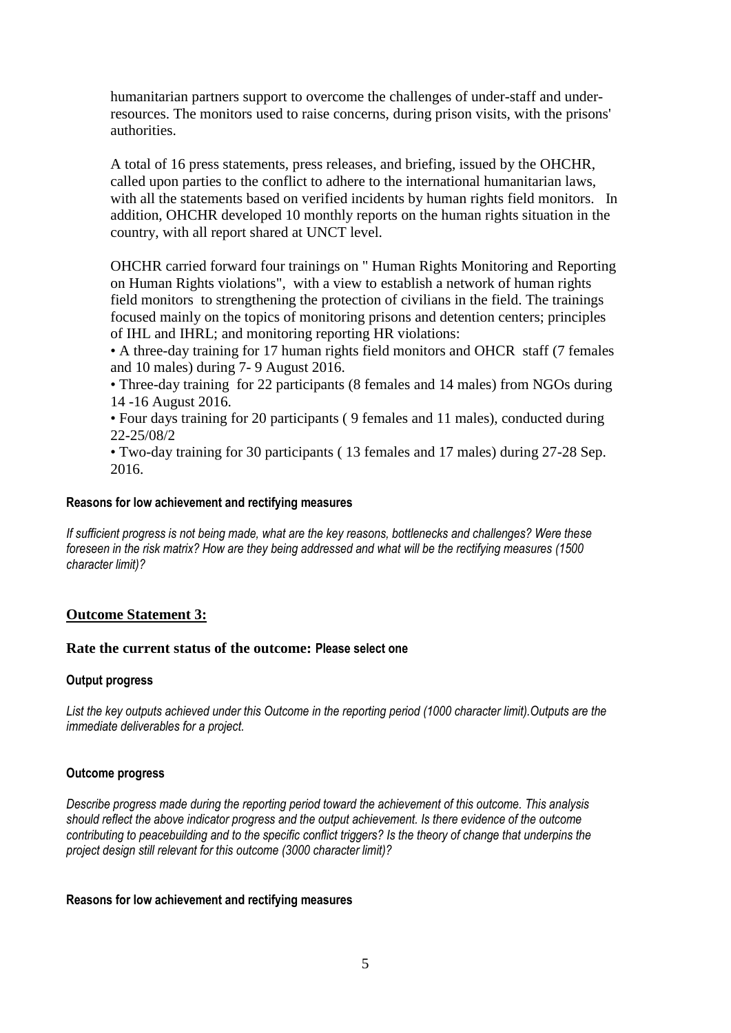humanitarian partners support to overcome the challenges of under-staff and under-resources. The monitors used to raise concerns, during prison visits, with the prisons' authorities.

A total of 16 press statements, press releases, and briefing, issued by the OHCHR, called upon parties to the conflict to adhere to the international humanitarian laws, with all the statements based on verified incidents by human rights field monitors. In addition, OHCHR developed 10 monthly reports on the human rights situation in the country, with all report shared at UNCT level.

OHCHR carried forward four trainings on " Human Rights Monitoring and Reporting on Human Rights violations", with a view to establish a network of human rights field monitors to strengthening the protection of civilians in the field. The trainings focused mainly on the topics of monitoring prisons and detention centers; principles of IHL and IHRL; and monitoring reporting HR violations:

- A three-day training for 17 human rights field monitors and OHCR staff (7 females and 10 males) during 7- 9 August 2016.
- Three-day training for 22 participants (8 females and 14 males) from NGOs during 14 -16 August 2016.
- Four days training for 20 participants ( 9 females and 11 males), conducted during 22-25/08/2
- Two-day training for 30 participants ( 13 females and 17 males) during 27-28 Sep. 2016.

**Reasons for low achievement and rectifying measures**

*If sufficient progress is not being made, what are the key reasons, bottlenecks and challenges? Were these foreseen in the risk matrix? How are they being addressed and what will be the rectifying measures (1500 character limit)?*

## Outcome Statement 3:

### Rate the current status of the outcome: Please select one

**Output progress**

*List the key outputs achieved under this Outcome in the reporting period (1000 character limit).Outputs are the immediate deliverables for a project.*

**Outcome progress**

*Describe progress made during the reporting period toward the achievement of this outcome. This analysis should reflect the above indicator progress and the output achievement. Is there evidence of the outcome contributing to peacebuilding and to the specific conflict triggers? Is the theory of change that underpins the project design still relevant for this outcome (3000 character limit)?*

**Reasons for low achievement and rectifying measures**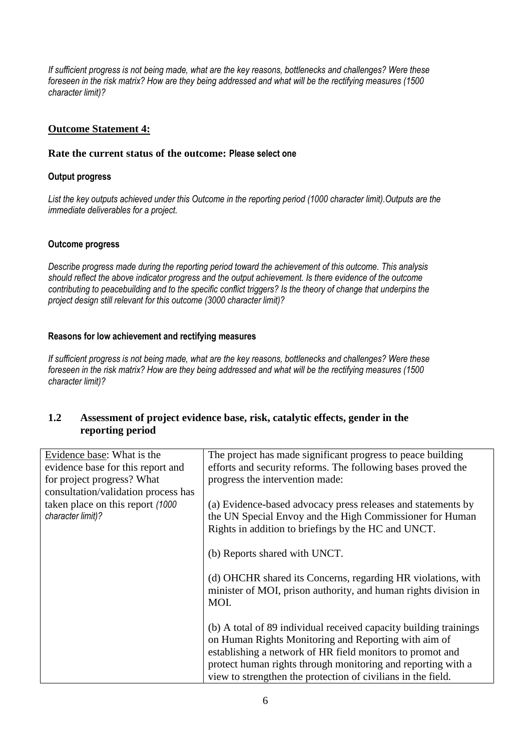*If sufficient progress is not being made, what are the key reasons, bottlenecks and challenges? Were these foreseen in the risk matrix? How are they being addressed and what will be the rectifying measures (1500 character limit)?*

### Outcome Statement 4:

**Rate the current status of the outcome: Please select one**

#### Output progress

*List the key outputs achieved under this Outcome in the reporting period (1000 character limit).Outputs are the immediate deliverables for a project.*

#### Outcome progress

*Describe progress made during the reporting period toward the achievement of this outcome. This analysis should reflect the above indicator progress and the output achievement. Is there evidence of the outcome contributing to peacebuilding and to the specific conflict triggers? Is the theory of change that underpins the project design still relevant for this outcome (3000 character limit)?*

#### Reasons for low achievement and rectifying measures

*If sufficient progress is not being made, what are the key reasons, bottlenecks and challenges? Were these foreseen in the risk matrix? How are they being addressed and what will be the rectifying measures (1500 character limit)?*

## 1.2 Assessment of project evidence base, risk, catalytic effects, gender in the reporting period

| | |
|---|---|
| Evidence base: What is the evidence base for this report and for project progress? What consultation/validation process has taken place on this report *(1000 character limit)?* | The project has made significant progress to peace building efforts and security reforms. The following bases proved the progress the intervention made:<br><br>(a) Evidence-based advocacy press releases and statements by the UN Special Envoy and the High Commissioner for Human Rights in addition to briefings by the HC and UNCT.<br><br>(b) Reports shared with UNCT.<br><br>(d) OHCHR shared its Concerns, regarding HR violations, with minister of MOI, prison authority, and human rights division in MOI.<br><br>(b) A total of 89 individual received capacity building trainings on Human Rights Monitoring and Reporting with aim of establishing a network of HR field monitors to promot and protect human rights through monitoring and reporting with a view to strengthen the protection of civilians in the field. |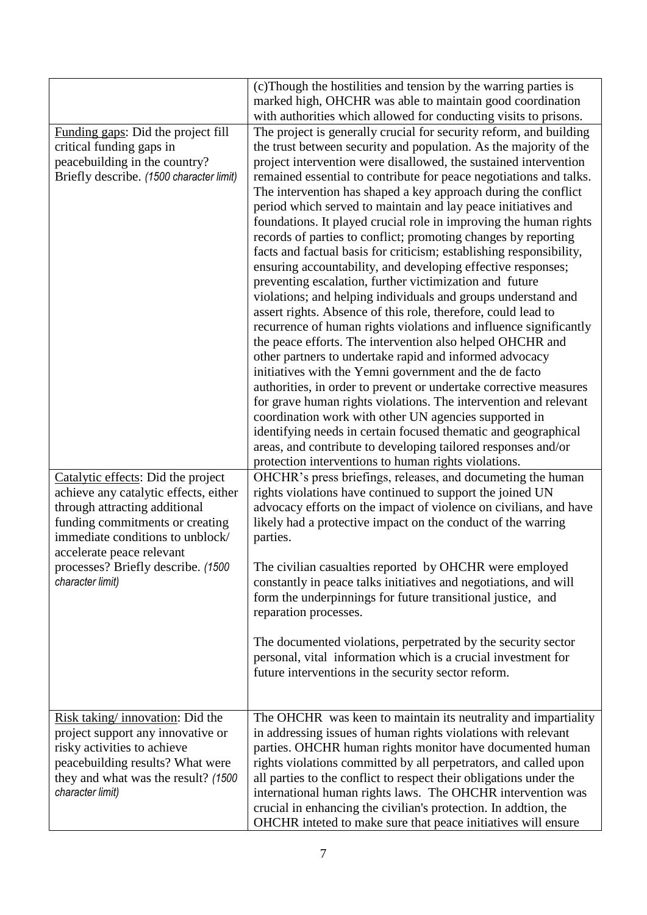| | |
|---|---|
| | (c)Though the hostilities and tension by the warring parties is marked high, OHCHR was able to maintain good coordination with authorities which allowed for conducting visits to prisons. |
| <u>Funding gaps</u>: Did the project fill critical funding gaps in peacebuilding in the country? Briefly describe. *(1500 character limit)* | The project is generally crucial for security reform, and building the trust between security and population. As the majority of the project intervention were disallowed, the sustained intervention remained essential to contribute for peace negotiations and talks. The intervention has shaped a key approach during the conflict period which served to maintain and lay peace initiatives and foundations. It played crucial role in improving the human rights records of parties to conflict; promoting changes by reporting facts and factual basis for criticism; establishing responsibility, ensuring accountability, and developing effective responses; preventing escalation, further victimization and future violations; and helping individuals and groups understand and assert rights. Absence of this role, therefore, could lead to recurrence of human rights violations and influence significantly the peace efforts. The intervention also helped OHCHR and other partners to undertake rapid and informed advocacy initiatives with the Yemni government and the de facto authorities, in order to prevent or undertake corrective measures for grave human rights violations. The intervention and relevant coordination work with other UN agencies supported in identifying needs in certain focused thematic and geographical areas, and contribute to developing tailored responses and/or protection interventions to human rights violations. |
| <u>Catalytic effects</u>: Did the project achieve any catalytic effects, either through attracting additional funding commitments or creating immediate conditions to unblock/ accelerate peace relevant processes? Briefly describe. *(1500 character limit)* | OHCHR's press briefings, releases, and documeting the human rights violations have continued to support the joined UN advocacy efforts on the impact of violence on civilians, and have likely had a protective impact on the conduct of the warring parties.<br><br>The civilian casualties reported by OHCHR were employed constantly in peace talks initiatives and negotiations, and will form the underpinnings for future transitional justice, and reparation processes.<br><br>The documented violations, perpetrated by the security sector personal, vital information which is a crucial investment for future interventions in the security sector reform. |
| <u>Risk taking/ innovation</u>: Did the project support any innovative or risky activities to achieve peacebuilding results? What were they and what was the result? *(1500 character limit)* | The OHCHR was keen to maintain its neutrality and impartiality in addressing issues of human rights violations with relevant parties. OHCHR human rights monitor have documented human rights violations committed by all perpetrators, and called upon all parties to the conflict to respect their obligations under the international human rights laws. The OHCHR intervention was crucial in enhancing the civilian's protection. In addtion, the OHCHR inteted to make sure that peace initiatives will ensure |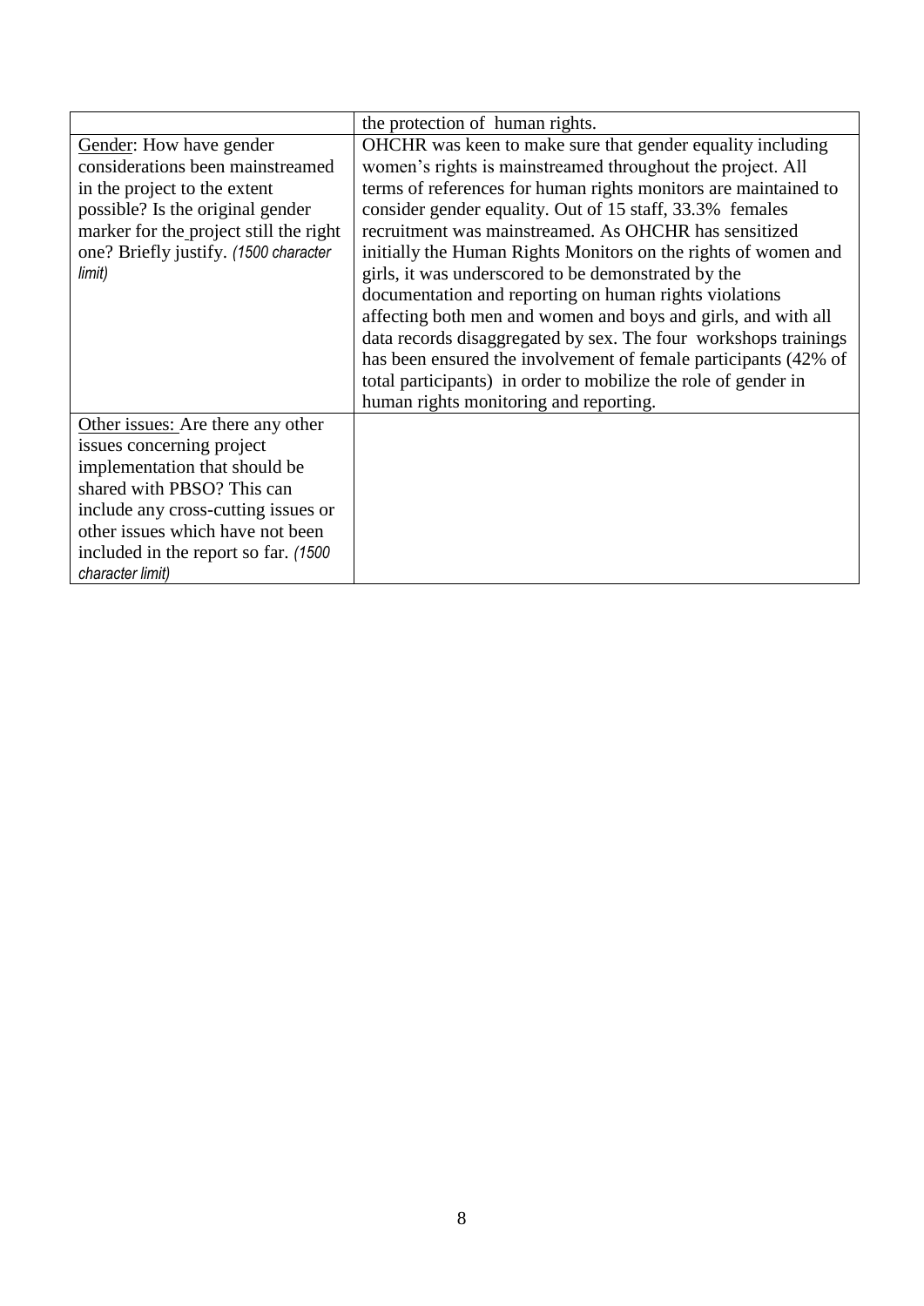| | |
|---|---|
| | the protection of human rights. |
| Gender: How have gender considerations been mainstreamed in the project to the extent possible? Is the original gender marker for the project still the right one? Briefly justify. *(1500 character limit)* | OHCHR was keen to make sure that gender equality including women's rights is mainstreamed throughout the project. All terms of references for human rights monitors are maintained to consider gender equality. Out of 15 staff, 33.3% females recruitment was mainstreamed. As OHCHR has sensitized initially the Human Rights Monitors on the rights of women and girls, it was underscored to be demonstrated by the documentation and reporting on human rights violations affecting both men and women and boys and girls, and with all data records disaggregated by sex. The four workshops trainings has been ensured the involvement of female participants (42% of total participants) in order to mobilize the role of gender in human rights monitoring and reporting. |
| Other issues: Are there any other issues concerning project implementation that should be shared with PBSO? This can include any cross-cutting issues or other issues which have not been included in the report so far. *(1500 character limit)* | |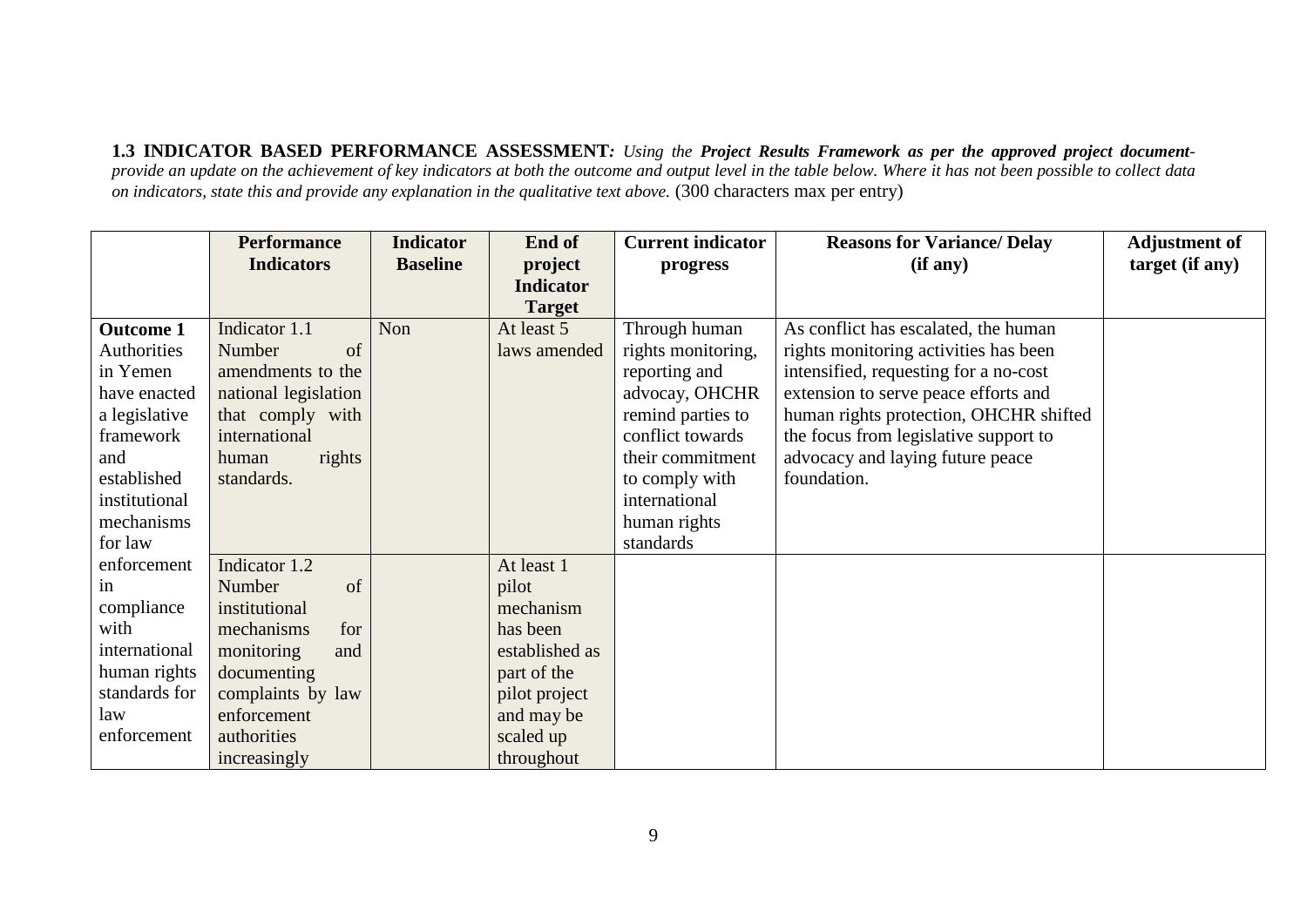**1.3 INDICATOR BASED PERFORMANCE ASSESSMENT***: Using the **Project Results Framework as per the approved project document**- provide an update on the achievement of key indicators at both the outcome and output level in the table below. Where it has not been possible to collect data on indicators, state this and provide any explanation in the qualitative text above.* (300 characters max per entry)

| | Performance Indicators | Indicator Baseline | End of project Indicator Target | Current indicator progress | Reasons for Variance/ Delay (if any) | Adjustment of target (if any) |
|---|---|---|---|---|---|---|
| **Outcome 1** Authorities in Yemen have enacted a legislative framework and established institutional mechanisms for law enforcement in compliance with international human rights standards for law enforcement | Indicator 1.1 Number of amendments to the national legislation that comply with international human rights standards. | Non | At least 5 laws amended | Through human rights monitoring, reporting and advocay, OHCHR remind parties to conflict towards their commitment to comply with international human rights standards | As conflict has escalated, the human rights monitoring activities has been intensified, requesting for a no-cost extension to serve peace efforts and human rights protection, OHCHR shifted the focus from legislative support to advocacy and laying future peace foundation. | |
| | Indicator 1.2 Number of institutional mechanisms for monitoring and documenting complaints by law enforcement authorities increasingly | | At least 1 pilot mechanism has been established as part of the pilot project and may be scaled up throughout | | | |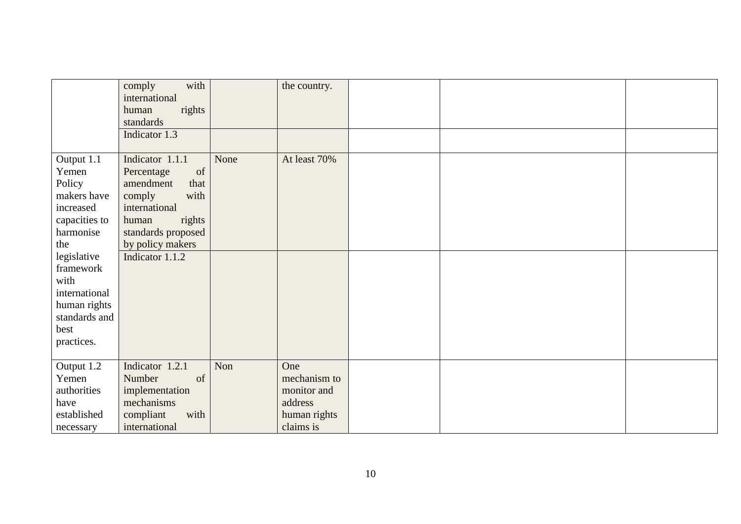| | | | | | | |
|---|---|---|---|---|---|---|
| | comply with international human rights standards | | the country. | | | |
| | Indicator 1.3 | | | | | |
| Output 1.1 Yemen Policy makers have increased capacities to harmonise the legislative framework with international human rights standards and best practices. | Indicator 1.1.1 Percentage of amendment that comply with international human rights standards proposed by policy makers | None | At least 70% | | | |
| | Indicator 1.1.2 | | | | | |
| Output 1.2 Yemen authorities have established necessary | Indicator 1.2.1 Number of implementation mechanisms compliant with international | Non | One mechanism to monitor and address human rights claims is | | | |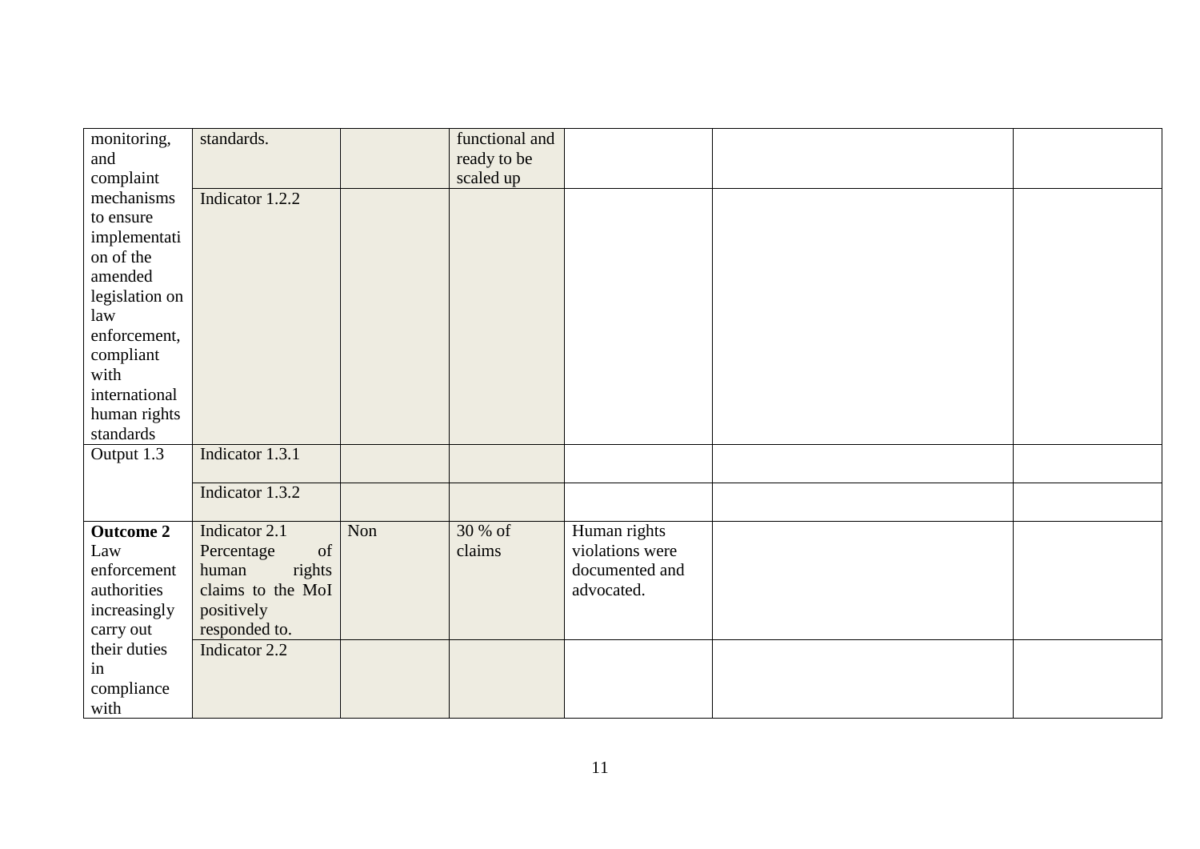| | | | | | | |
|---|---|---|---|---|---|---|
| monitoring, and complaint | standards. | | functional and ready to be scaled up | | | |
| mechanisms to ensure implementation of the amended legislation on law enforcement, compliant with international human rights standards | Indicator 1.2.2 | | | | | |
| Output 1.3 | Indicator 1.3.1 | | | | | |
| | Indicator 1.3.2 | | | | | |
| **Outcome 2** Law enforcement authorities increasingly carry out | Indicator 2.1 Percentage of human rights claims to the MoI positively responded to. | Non | 30 % of claims | Human rights violations were documented and advocated. | | |
| their duties in compliance with | Indicator 2.2 | | | | | |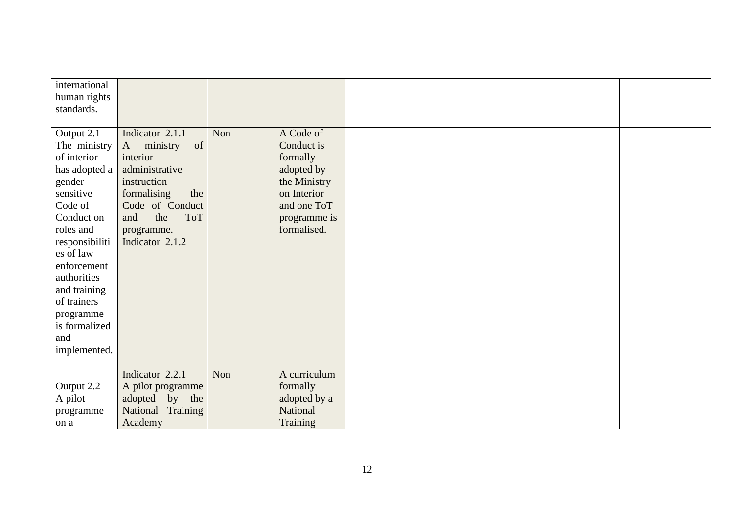| | | | | | | |
|---|---|---|---|---|---|---|
| international human rights standards. | | | | | | |
| Output 2.1 The ministry of interior has adopted a gender sensitive Code of Conduct on roles and responsibilities of law enforcement authorities and training of trainers programme is formalized and implemented. | Indicator 2.1.1 A ministry of interior administrative instruction formalising the Code of Conduct and the ToT programme. | Non | A Code of Conduct is formally adopted by the Ministry on Interior and one ToT programme is formalised. | | | |
| | Indicator 2.1.2 | | | | | |
| Output 2.2 A pilot programme on a | Indicator 2.2.1 A pilot programme adopted by the National Training Academy | Non | A curriculum formally adopted by a National Training | | | |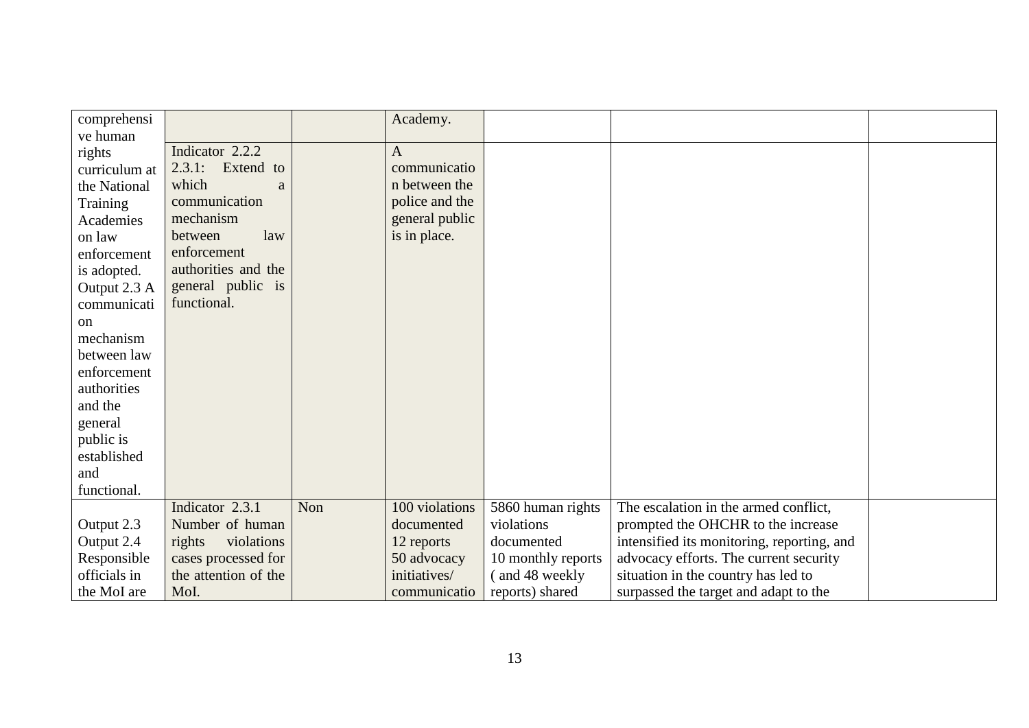| | | | | | | |
|---|---|---|---|---|---|---|
| comprehensive human rights curriculum at the National Training Academies on law enforcement is adopted. Output 2.3 A communication mechanism between law enforcement authorities and the general public is established and functional. | | | Academy. | | | |
| | Indicator 2.2.2 2.3.1: Extend to which a communication mechanism between law enforcement authorities and the general public is functional. | | A communication between the police and the general public is in place. | | | |
| Output 2.3 Output 2.4 Responsible officials in the MoI are | Indicator 2.3.1 Number of human rights violations cases processed for the attention of the MoI. | Non | 100 violations documented 12 reports 50 advocacy initiatives/ communicatio | 5860 human rights violations documented 10 monthly reports ( and 48 weekly reports) shared | The escalation in the armed conflict, prompted the OHCHR to the increase intensified its monitoring, reporting, and advocacy efforts. The current security situation in the country has led to surpassed the target and adapt to the | |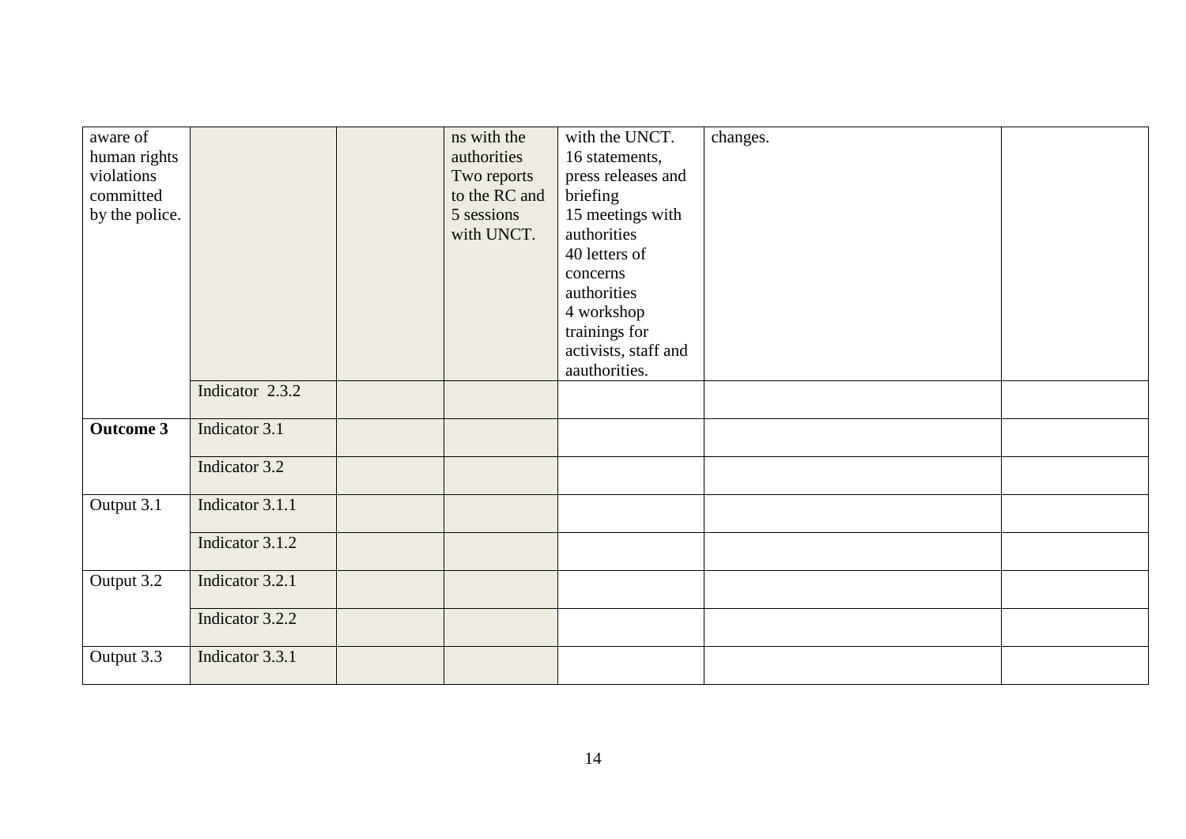| | | | | | | |
|---|---|---|---|---|---|---|
| aware of human rights violations committed by the police. | | | ns with the authorities Two reports to the RC and 5 sessions with UNCT. | with the UNCT. 16 statements, press releases and briefing 15 meetings with authorities 40 letters of concerns authorities 4 workshop trainings for activists, staff and aauthorities. | changes. | |
| | Indicator 2.3.2 | | | | | |
| **Outcome 3** | Indicator 3.1 | | | | | |
| | Indicator 3.2 | | | | | |
| Output 3.1 | Indicator 3.1.1 | | | | | |
| | Indicator 3.1.2 | | | | | |
| Output 3.2 | Indicator 3.2.1 | | | | | |
| | Indicator 3.2.2 | | | | | |
| Output 3.3 | Indicator 3.3.1 | | | | | |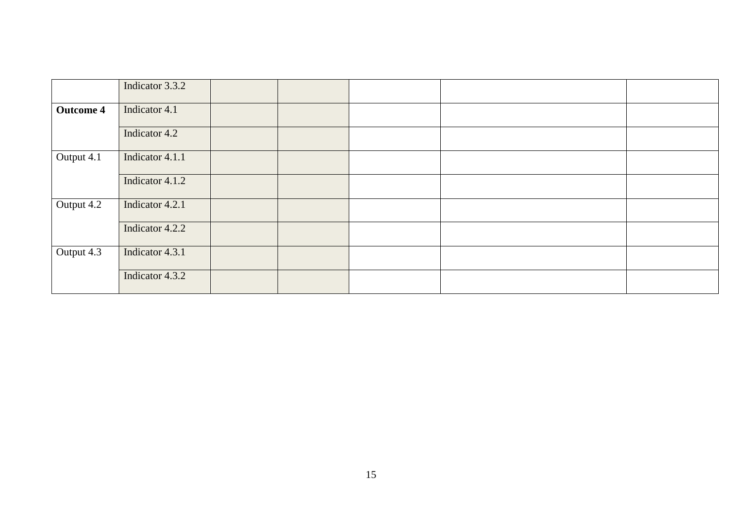| | | | | | | |
|---|---|---|---|---|---|---|
| | Indicator 3.3.2 | | | | | |
| **Outcome 4** | Indicator 4.1 | | | | | |
| | Indicator 4.2 | | | | | |
| Output 4.1 | Indicator 4.1.1 | | | | | |
| | Indicator 4.1.2 | | | | | |
| Output 4.2 | Indicator 4.2.1 | | | | | |
| | Indicator 4.2.2 | | | | | |
| Output 4.3 | Indicator 4.3.1 | | | | | |
| | Indicator 4.3.2 | | | | | |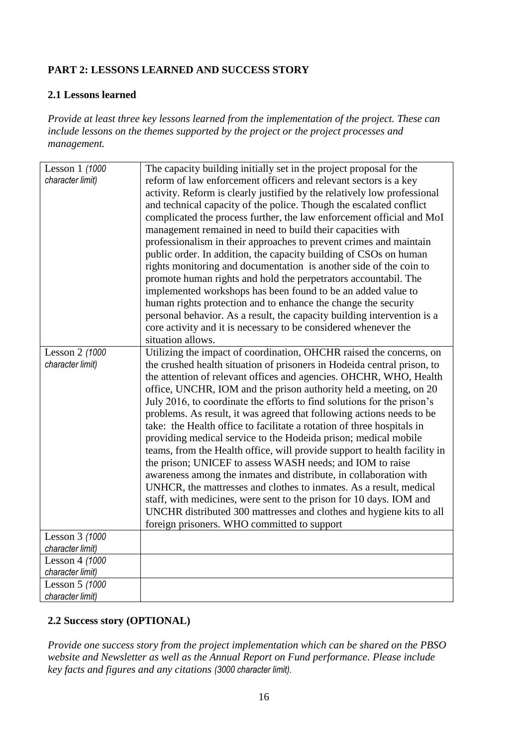**PART 2: LESSONS LEARNED AND SUCCESS STORY**

**2.1 Lessons learned**

*Provide at least three key lessons learned from the implementation of the project. These can include lessons on the themes supported by the project or the project processes and management.*

| | |
|---|---|
| Lesson 1 *(1000 character limit)* | The capacity building initially set in the project proposal for the reform of law enforcement officers and relevant sectors is a key activity. Reform is clearly justified by the relatively low professional and technical capacity of the police. Though the escalated conflict complicated the process further, the law enforcement official and MoI management remained in need to build their capacities with professionalism in their approaches to prevent crimes and maintain public order. In addition, the capacity building of CSOs on human rights monitoring and documentation is another side of the coin to promote human rights and hold the perpetrators accountabil. The implemented workshops has been found to be an added value to human rights protection and to enhance the change the security personal behavior. As a result, the capacity building intervention is a core activity and it is necessary to be considered whenever the situation allows. |
| Lesson 2 *(1000 character limit)* | Utilizing the impact of coordination, OHCHR raised the concerns, on the crushed health situation of prisoners in Hodeida central prison, to the attention of relevant offices and agencies. OHCHR, WHO, Health office, UNCHR, IOM and the prison authority held a meeting, on 20 July 2016, to coordinate the efforts to find solutions for the prison's problems. As result, it was agreed that following actions needs to be take: the Health office to facilitate a rotation of three hospitals in providing medical service to the Hodeida prison; medical mobile teams, from the Health office, will provide support to health facility in the prison; UNICEF to assess WASH needs; and IOM to raise awareness among the inmates and distribute, in collaboration with UNHCR, the mattresses and clothes to inmates. As a result, medical staff, with medicines, were sent to the prison for 10 days. IOM and UNCHR distributed 300 mattresses and clothes and hygiene kits to all foreign prisoners. WHO committed to support |
| Lesson 3 *(1000 character limit)* | |
| Lesson 4 *(1000 character limit)* | |
| Lesson 5 *(1000 character limit)* | |

**2.2 Success story (OPTIONAL)**

*Provide one success story from the project implementation which can be shared on the PBSO website and Newsletter as well as the Annual Report on Fund performance. Please include key facts and figures and any citations (3000 character limit).*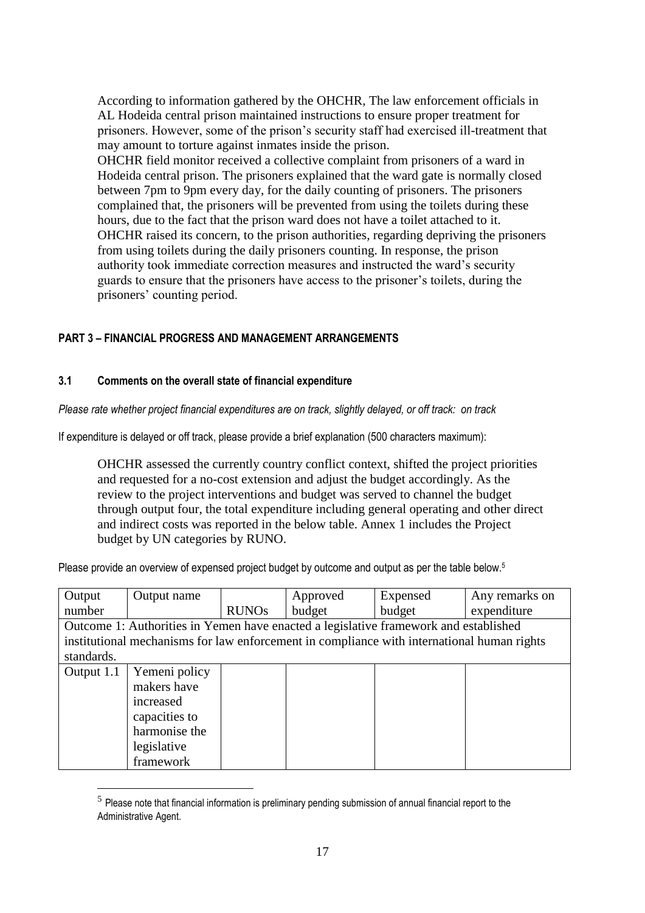According to information gathered by the OHCHR, The law enforcement officials in AL Hodeida central prison maintained instructions to ensure proper treatment for prisoners. However, some of the prison's security staff had exercised ill-treatment that may amount to torture against inmates inside the prison.
OHCHR field monitor received a collective complaint from prisoners of a ward in Hodeida central prison. The prisoners explained that the ward gate is normally closed between 7pm to 9pm every day, for the daily counting of prisoners. The prisoners complained that, the prisoners will be prevented from using the toilets during these hours, due to the fact that the prison ward does not have a toilet attached to it. OHCHR raised its concern, to the prison authorities, regarding depriving the prisoners from using toilets during the daily prisoners counting. In response, the prison authority took immediate correction measures and instructed the ward's security guards to ensure that the prisoners have access to the prisoner's toilets, during the prisoners' counting period.

## PART 3 – FINANCIAL PROGRESS AND MANAGEMENT ARRANGEMENTS

### 3.1 Comments on the overall state of financial expenditure

*Please rate whether project financial expenditures are on track, slightly delayed, or off track: on track*

If expenditure is delayed or off track, please provide a brief explanation (500 characters maximum):

OHCHR assessed the currently country conflict context, shifted the project priorities and requested for a no-cost extension and adjust the budget accordingly. As the review to the project interventions and budget was served to channel the budget through output four, the total expenditure including general operating and other direct and indirect costs was reported in the below table. Annex 1 includes the Project budget by UN categories by RUNO.

Please provide an overview of expensed project budget by outcome and output as per the table below.[5]

| Output number | Output name | RUNOs | Approved budget | Expensed budget | Any remarks on expenditure |
|---|---|---|---|---|---|
| Outcome 1: Authorities in Yemen have enacted a legislative framework and established institutional mechanisms for law enforcement in compliance with international human rights standards. | | | | | |
| Output 1.1 | Yemeni policy makers have increased capacities to harmonise the legislative framework | | | | |

[5] Please note that financial information is preliminary pending submission of annual financial report to the Administrative Agent.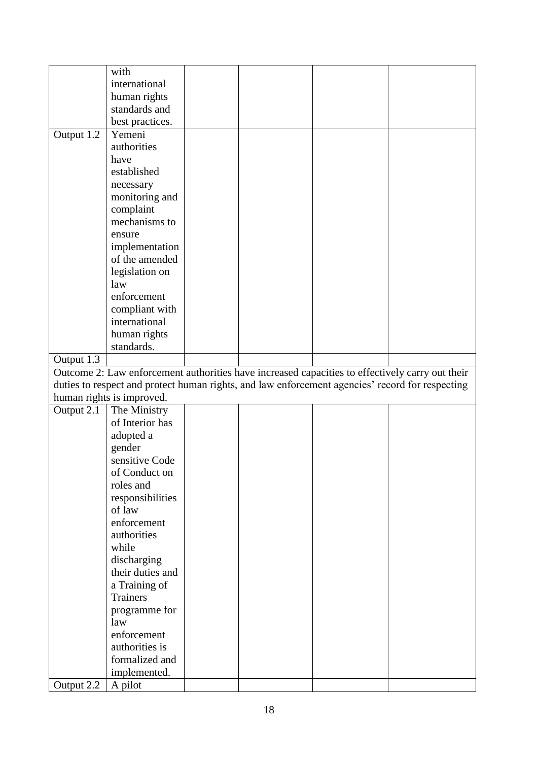| | | | | | |
|---|---|---|---|---|---|
| | with international human rights standards and best practices. | | | | |
| Output 1.2 | Yemeni authorities have established necessary monitoring and complaint mechanisms to ensure implementation of the amended legislation on law enforcement compliant with international human rights standards. | | | | |
| Output 1.3 | | | | | |
| Outcome 2: Law enforcement authorities have increased capacities to effectively carry out their duties to respect and protect human rights, and law enforcement agencies' record for respecting human rights is improved. | | | | | |
| Output 2.1 | The Ministry of Interior has adopted a gender sensitive Code of Conduct on roles and responsibilities of law enforcement authorities while discharging their duties and a Training of Trainers programme for law enforcement authorities is formalized and implemented. | | | | |
| Output 2.2 | A pilot | | | | |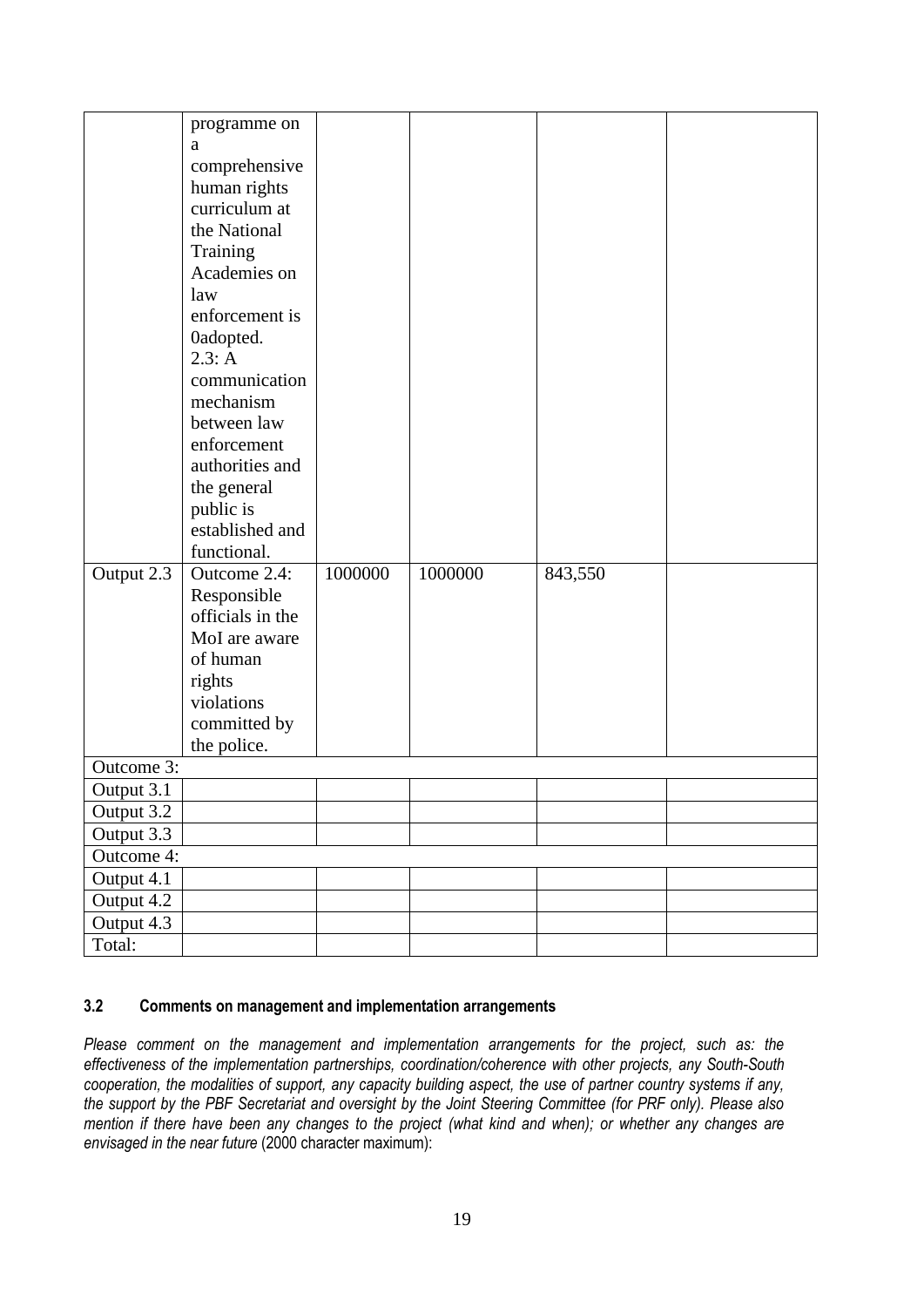|  | programme on a comprehensive human rights curriculum at the National Training Academies on law enforcement is 0adopted. 2.3: A communication mechanism between law enforcement authorities and the general public is established and functional. |  |  |  |  |
|---|---|---|---|---|---|
| Output 2.3 | Outcome 2.4: Responsible officials in the MoI are aware of human rights violations committed by the police. | 1000000 | 1000000 | 843,550 |  |
| Outcome 3: |  |  |  |  |  |
| Output 3.1 |  |  |  |  |  |
| Output 3.2 |  |  |  |  |  |
| Output 3.3 |  |  |  |  |  |
| Outcome 4: |  |  |  |  |  |
| Output 4.1 |  |  |  |  |  |
| Output 4.2 |  |  |  |  |  |
| Output 4.3 |  |  |  |  |  |
| Total: |  |  |  |  |  |

### 3.2 Comments on management and implementation arrangements

*Please comment on the management and implementation arrangements for the project, such as: the effectiveness of the implementation partnerships, coordination/coherence with other projects, any South-South cooperation, the modalities of support, any capacity building aspect, the use of partner country systems if any, the support by the PBF Secretariat and oversight by the Joint Steering Committee (for PRF only). Please also mention if there have been any changes to the project (what kind and when); or whether any changes are envisaged in the near future* (2000 character maximum):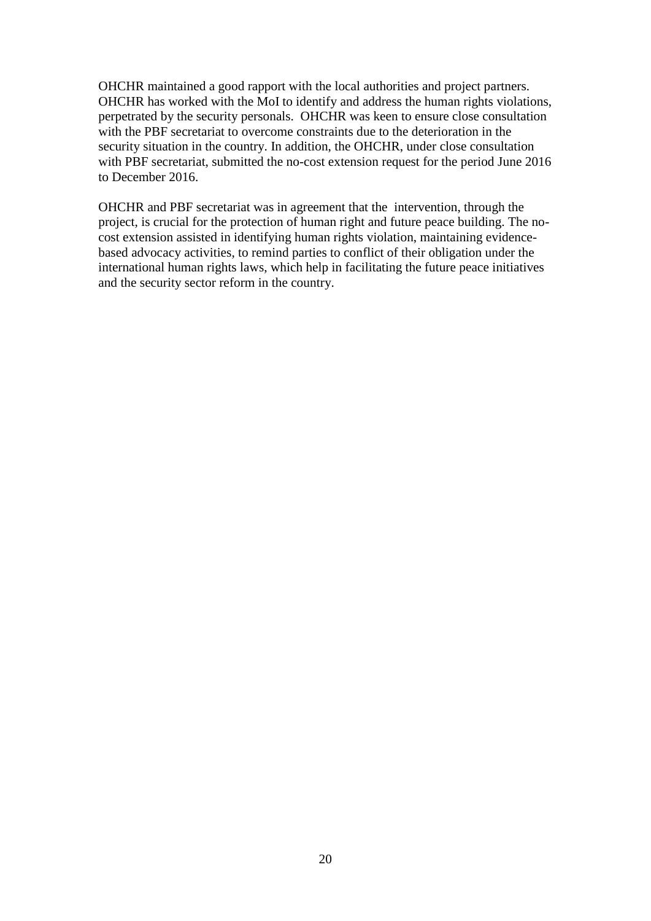OHCHR maintained a good rapport with the local authorities and project partners. OHCHR has worked with the MoI to identify and address the human rights violations, perpetrated by the security personals. OHCHR was keen to ensure close consultation with the PBF secretariat to overcome constraints due to the deterioration in the security situation in the country. In addition, the OHCHR, under close consultation with PBF secretariat, submitted the no-cost extension request for the period June 2016 to December 2016.

OHCHR and PBF secretariat was in agreement that the intervention, through the project, is crucial for the protection of human right and future peace building. The no-cost extension assisted in identifying human rights violation, maintaining evidence-based advocacy activities, to remind parties to conflict of their obligation under the international human rights laws, which help in facilitating the future peace initiatives and the security sector reform in the country.